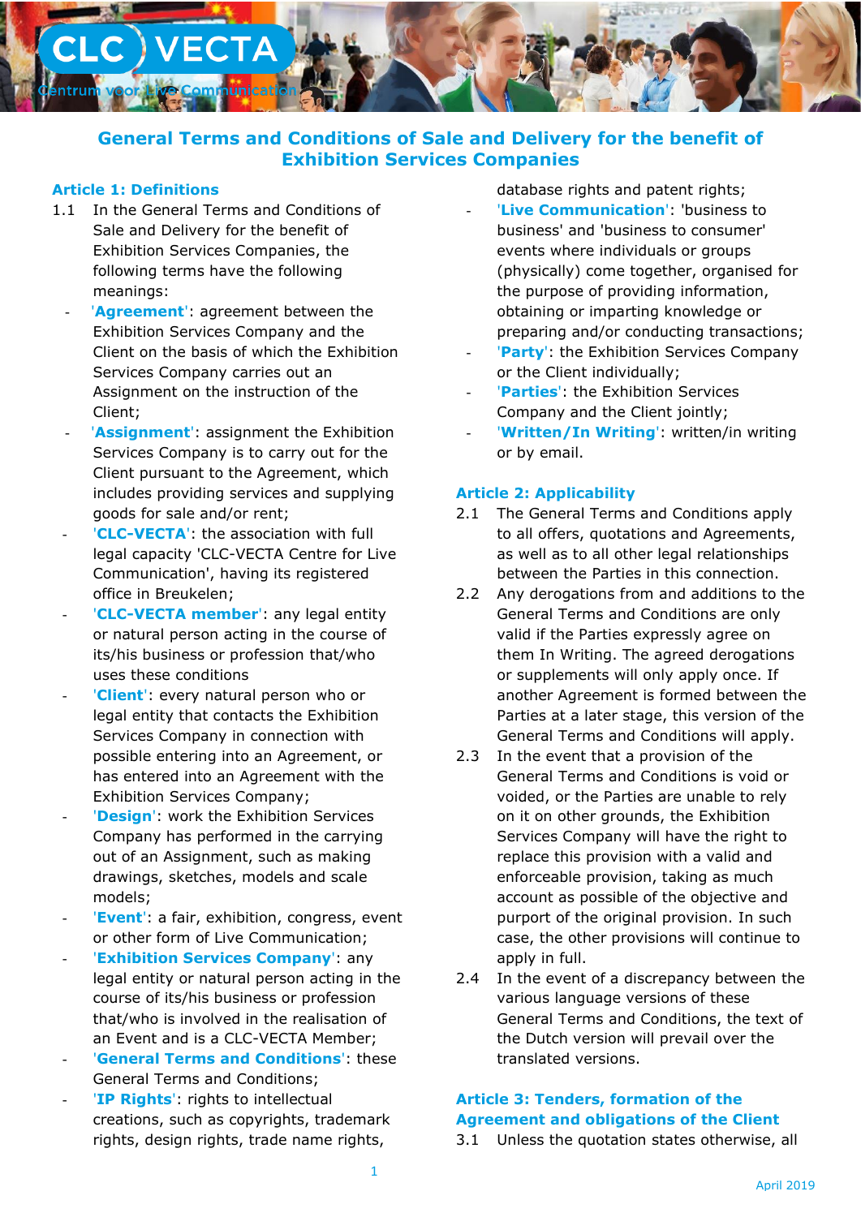# General Terms and Conditions of Sale and Delivery for the benefit of Exhibition Services Companies

## Article 1: Definitions

1.1 In the General Terms and Conditions of Sale and Delivery for the benefit of Exhibition Services Companies, the following terms have the following meanings:

- '**Agreement**': agreement between the Exhibition Services Company and the Client on the basis of which the Exhibition Services Company carries out an Assignment on the instruction of the Client;
- '**Assignment**': assignment the Exhibition Services Company is to carry out for the Client pursuant to the Agreement, which includes providing services and supplying goods for sale and/or rent;
- '**CLC-VECTA**': the association with full legal capacity 'CLC-VECTA Centre for Live Communication', having its registered office in Breukelen;
- '**CLC-VECTA member**': any legal entity or natural person acting in the course of its/his business or profession that/who uses these conditions
- '**Client**': every natural person who or legal entity that contacts the Exhibition Services Company in connection with possible entering into an Agreement, or has entered into an Agreement with the Exhibition Services Company;
- '**Design**': work the Exhibition Services Company has performed in the carrying out of an Assignment, such as making drawings, sketches, models and scale models;
- '**Event**': a fair, exhibition, congress, event or other form of Live Communication;
- '**Exhibition Services Company**': any legal entity or natural person acting in the course of its/his business or profession that/who is involved in the realisation of an Event and is a CLC-VECTA Member;
- '**General Terms and Conditions**': these General Terms and Conditions;
- '**IP Rights**': rights to intellectual creations, such as copyrights, trademark rights, design rights, trade name rights, database rights and patent rights;
- '**Live Communication**': 'business to business' and 'business to consumer' events where individuals or groups (physically) come together, organised for the purpose of providing information, obtaining or imparting knowledge or preparing and/or conducting transactions;
- '**Party**': the Exhibition Services Company or the Client individually;
- '**Parties**': the Exhibition Services Company and the Client jointly;
- '**Written/In Writing**': written/in writing or by email.

## Article 2: Applicability

2.1 The General Terms and Conditions apply to all offers, quotations and Agreements, as well as to all other legal relationships between the Parties in this connection.

2.2 Any derogations from and additions to the General Terms and Conditions are only valid if the Parties expressly agree on them In Writing. The agreed derogations or supplements will only apply once. If another Agreement is formed between the Parties at a later stage, this version of the General Terms and Conditions will apply.

2.3 In the event that a provision of the General Terms and Conditions is void or voided, or the Parties are unable to rely on it on other grounds, the Exhibition Services Company will have the right to replace this provision with a valid and enforceable provision, taking as much account as possible of the objective and purport of the original provision. In such case, the other provisions will continue to apply in full.

2.4 In the event of a discrepancy between the various language versions of these General Terms and Conditions, the text of the Dutch version will prevail over the translated versions.

## Article 3: Tenders, formation of the Agreement and obligations of the Client

3.1 Unless the quotation states otherwise, all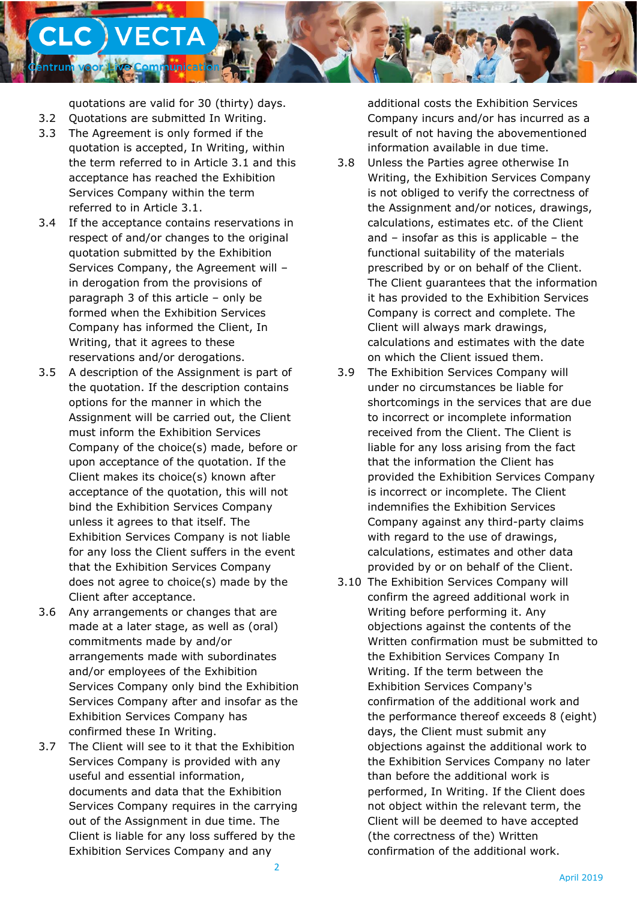quotations are valid for 30 (thirty) days.

3.2 Quotations are submitted In Writing.

3.3 The Agreement is only formed if the quotation is accepted, In Writing, within the term referred to in Article 3.1 and this acceptance has reached the Exhibition Services Company within the term referred to in Article 3.1.

3.4 If the acceptance contains reservations in respect of and/or changes to the original quotation submitted by the Exhibition Services Company, the Agreement will – in derogation from the provisions of paragraph 3 of this article – only be formed when the Exhibition Services Company has informed the Client, In Writing, that it agrees to these reservations and/or derogations.

3.5 A description of the Assignment is part of the quotation. If the description contains options for the manner in which the Assignment will be carried out, the Client must inform the Exhibition Services Company of the choice(s) made, before or upon acceptance of the quotation. If the Client makes its choice(s) known after acceptance of the quotation, this will not bind the Exhibition Services Company unless it agrees to that itself. The Exhibition Services Company is not liable for any loss the Client suffers in the event that the Exhibition Services Company does not agree to choice(s) made by the Client after acceptance.

3.6 Any arrangements or changes that are made at a later stage, as well as (oral) commitments made by and/or arrangements made with subordinates and/or employees of the Exhibition Services Company only bind the Exhibition Services Company after and insofar as the Exhibition Services Company has confirmed these In Writing.

3.7 The Client will see to it that the Exhibition Services Company is provided with any useful and essential information, documents and data that the Exhibition Services Company requires in the carrying out of the Assignment in due time. The Client is liable for any loss suffered by the Exhibition Services Company and any additional costs the Exhibition Services Company incurs and/or has incurred as a result of not having the abovementioned information available in due time.

3.8 Unless the Parties agree otherwise In Writing, the Exhibition Services Company is not obliged to verify the correctness of the Assignment and/or notices, drawings, calculations, estimates etc. of the Client and – insofar as this is applicable – the functional suitability of the materials prescribed by or on behalf of the Client. The Client guarantees that the information it has provided to the Exhibition Services Company is correct and complete. The Client will always mark drawings, calculations and estimates with the date on which the Client issued them.

3.9 The Exhibition Services Company will under no circumstances be liable for shortcomings in the services that are due to incorrect or incomplete information received from the Client. The Client is liable for any loss arising from the fact that the information the Client has provided the Exhibition Services Company is incorrect or incomplete. The Client indemnifies the Exhibition Services Company against any third-party claims with regard to the use of drawings, calculations, estimates and other data provided by or on behalf of the Client.

3.10 The Exhibition Services Company will confirm the agreed additional work in Writing before performing it. Any objections against the contents of the Written confirmation must be submitted to the Exhibition Services Company In Writing. If the term between the Exhibition Services Company's confirmation of the additional work and the performance thereof exceeds 8 (eight) days, the Client must submit any objections against the additional work to the Exhibition Services Company no later than before the additional work is performed, In Writing. If the Client does not object within the relevant term, the Client will be deemed to have accepted (the correctness of the) Written confirmation of the additional work.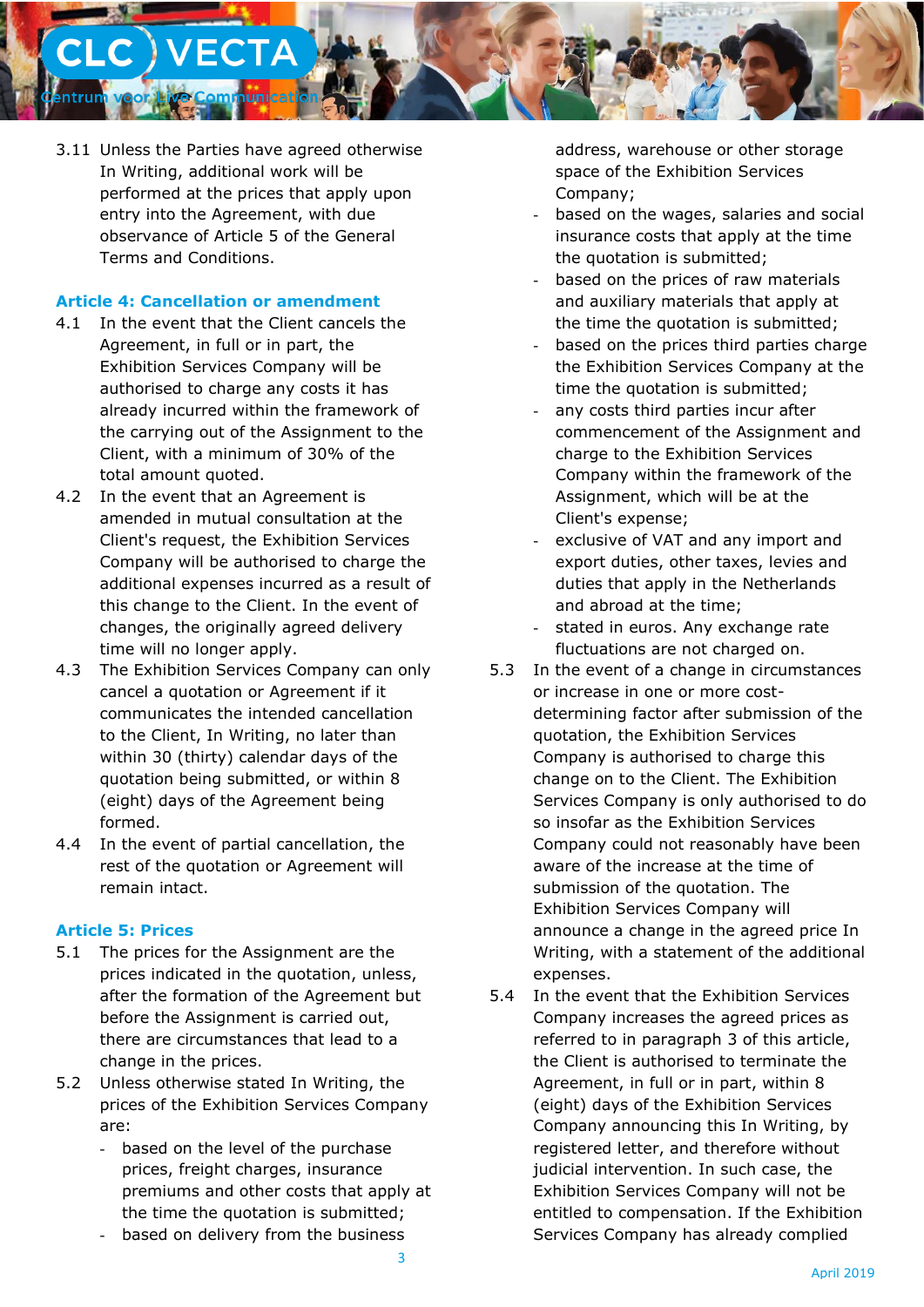3.11 Unless the Parties have agreed otherwise In Writing, additional work will be performed at the prices that apply upon entry into the Agreement, with due observance of Article 5 of the General Terms and Conditions.

### Article 4: Cancellation or amendment

4.1 In the event that the Client cancels the Agreement, in full or in part, the Exhibition Services Company will be authorised to charge any costs it has already incurred within the framework of the carrying out of the Assignment to the Client, with a minimum of 30% of the total amount quoted.

4.2 In the event that an Agreement is amended in mutual consultation at the Client's request, the Exhibition Services Company will be authorised to charge the additional expenses incurred as a result of this change to the Client. In the event of changes, the originally agreed delivery time will no longer apply.

4.3 The Exhibition Services Company can only cancel a quotation or Agreement if it communicates the intended cancellation to the Client, In Writing, no later than within 30 (thirty) calendar days of the quotation being submitted, or within 8 (eight) days of the Agreement being formed.

4.4 In the event of partial cancellation, the rest of the quotation or Agreement will remain intact.

### Article 5: Prices

5.1 The prices for the Assignment are the prices indicated in the quotation, unless, after the formation of the Agreement but before the Assignment is carried out, there are circumstances that lead to a change in the prices.

5.2 Unless otherwise stated In Writing, the prices of the Exhibition Services Company are:

- based on the level of the purchase prices, freight charges, insurance premiums and other costs that apply at the time the quotation is submitted;
- based on delivery from the business address, warehouse or other storage space of the Exhibition Services Company;
- based on the wages, salaries and social insurance costs that apply at the time the quotation is submitted;
- based on the prices of raw materials and auxiliary materials that apply at the time the quotation is submitted;
- based on the prices third parties charge the Exhibition Services Company at the time the quotation is submitted;
- any costs third parties incur after commencement of the Assignment and charge to the Exhibition Services Company within the framework of the Assignment, which will be at the Client's expense;
- exclusive of VAT and any import and export duties, other taxes, levies and duties that apply in the Netherlands and abroad at the time;
- stated in euros. Any exchange rate fluctuations are not charged on.

5.3 In the event of a change in circumstances or increase in one or more cost-determining factor after submission of the quotation, the Exhibition Services Company is authorised to charge this change on to the Client. The Exhibition Services Company is only authorised to do so insofar as the Exhibition Services Company could not reasonably have been aware of the increase at the time of submission of the quotation. The Exhibition Services Company will announce a change in the agreed price In Writing, with a statement of the additional expenses.

5.4 In the event that the Exhibition Services Company increases the agreed prices as referred to in paragraph 3 of this article, the Client is authorised to terminate the Agreement, in full or in part, within 8 (eight) days of the Exhibition Services Company announcing this In Writing, by registered letter, and therefore without judicial intervention. In such case, the Exhibition Services Company will not be entitled to compensation. If the Exhibition Services Company has already complied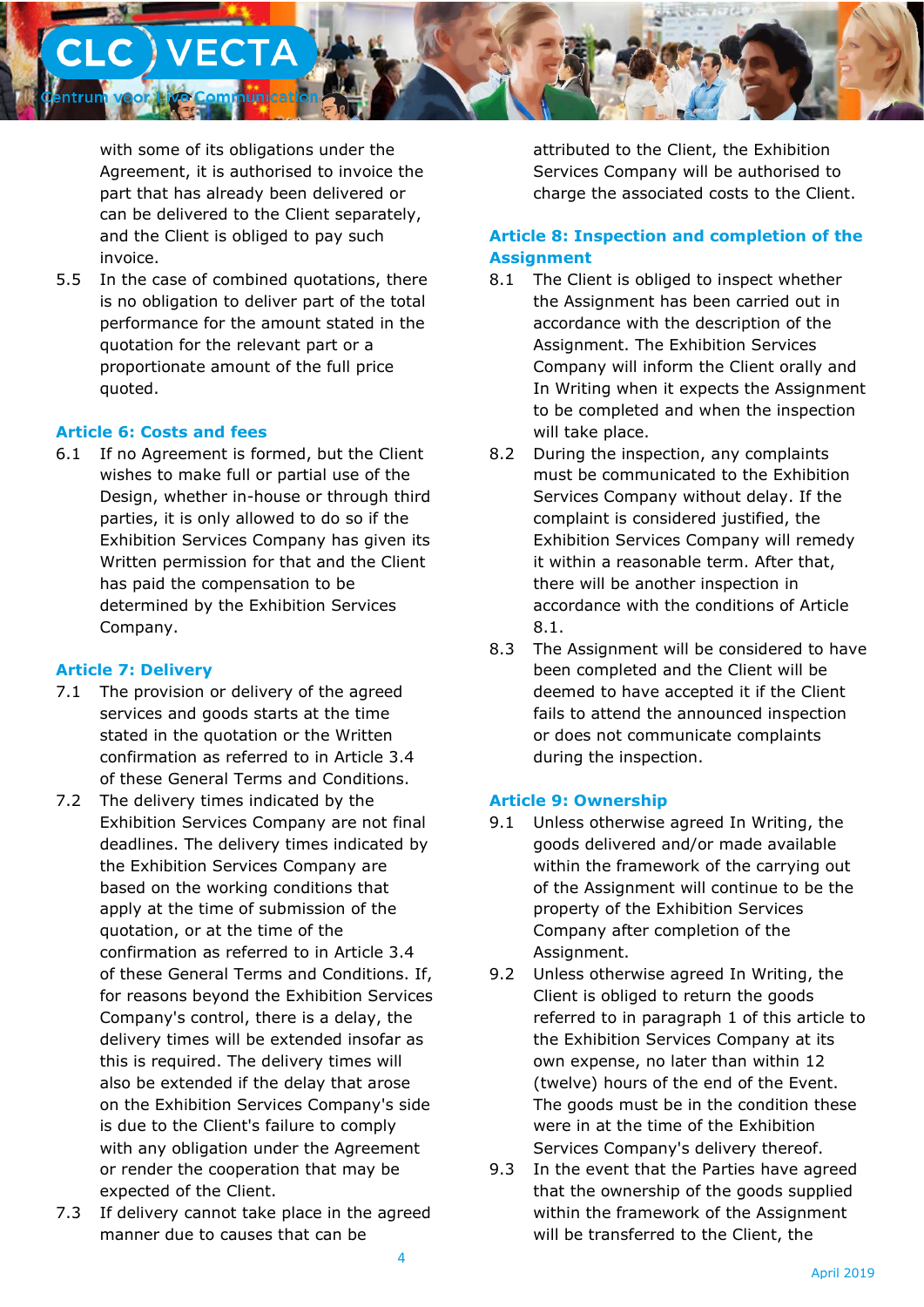with some of its obligations under the Agreement, it is authorised to invoice the part that has already been delivered or can be delivered to the Client separately, and the Client is obliged to pay such invoice.

5.5 In the case of combined quotations, there is no obligation to deliver part of the total performance for the amount stated in the quotation for the relevant part or a proportionate amount of the full price quoted.

### Article 6: Costs and fees

6.1 If no Agreement is formed, but the Client wishes to make full or partial use of the Design, whether in-house or through third parties, it is only allowed to do so if the Exhibition Services Company has given its Written permission for that and the Client has paid the compensation to be determined by the Exhibition Services Company.

### Article 7: Delivery

7.1 The provision or delivery of the agreed services and goods starts at the time stated in the quotation or the Written confirmation as referred to in Article 3.4 of these General Terms and Conditions.

7.2 The delivery times indicated by the Exhibition Services Company are not final deadlines. The delivery times indicated by the Exhibition Services Company are based on the working conditions that apply at the time of submission of the quotation, or at the time of the confirmation as referred to in Article 3.4 of these General Terms and Conditions. If, for reasons beyond the Exhibition Services Company's control, there is a delay, the delivery times will be extended insofar as this is required. The delivery times will also be extended if the delay that arose on the Exhibition Services Company's side is due to the Client's failure to comply with any obligation under the Agreement or render the cooperation that may be expected of the Client.

7.3 If delivery cannot take place in the agreed manner due to causes that can be attributed to the Client, the Exhibition Services Company will be authorised to charge the associated costs to the Client.

### Article 8: Inspection and completion of the Assignment

8.1 The Client is obliged to inspect whether the Assignment has been carried out in accordance with the description of the Assignment. The Exhibition Services Company will inform the Client orally and In Writing when it expects the Assignment to be completed and when the inspection will take place.

8.2 During the inspection, any complaints must be communicated to the Exhibition Services Company without delay. If the complaint is considered justified, the Exhibition Services Company will remedy it within a reasonable term. After that, there will be another inspection in accordance with the conditions of Article 8.1.

8.3 The Assignment will be considered to have been completed and the Client will be deemed to have accepted it if the Client fails to attend the announced inspection or does not communicate complaints during the inspection.

### Article 9: Ownership

9.1 Unless otherwise agreed In Writing, the goods delivered and/or made available within the framework of the carrying out of the Assignment will continue to be the property of the Exhibition Services Company after completion of the Assignment.

9.2 Unless otherwise agreed In Writing, the Client is obliged to return the goods referred to in paragraph 1 of this article to the Exhibition Services Company at its own expense, no later than within 12 (twelve) hours of the end of the Event. The goods must be in the condition these were in at the time of the Exhibition Services Company's delivery thereof.

9.3 In the event that the Parties have agreed that the ownership of the goods supplied within the framework of the Assignment will be transferred to the Client, the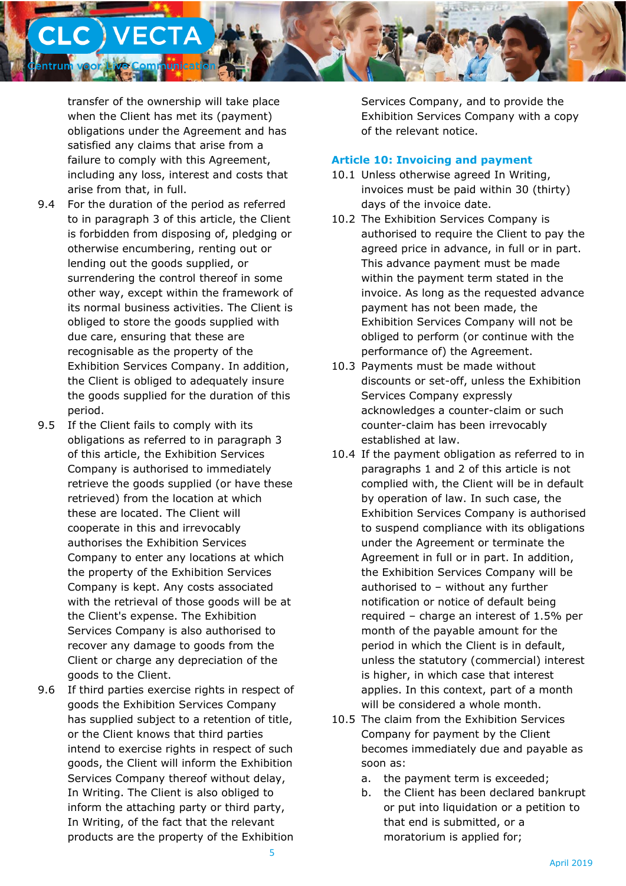transfer of the ownership will take place when the Client has met its (payment) obligations under the Agreement and has satisfied any claims that arise from a failure to comply with this Agreement, including any loss, interest and costs that arise from that, in full.

9.4 For the duration of the period as referred to in paragraph 3 of this article, the Client is forbidden from disposing of, pledging or otherwise encumbering, renting out or lending out the goods supplied, or surrendering the control thereof in some other way, except within the framework of its normal business activities. The Client is obliged to store the goods supplied with due care, ensuring that these are recognisable as the property of the Exhibition Services Company. In addition, the Client is obliged to adequately insure the goods supplied for the duration of this period.

9.5 If the Client fails to comply with its obligations as referred to in paragraph 3 of this article, the Exhibition Services Company is authorised to immediately retrieve the goods supplied (or have these retrieved) from the location at which these are located. The Client will cooperate in this and irrevocably authorises the Exhibition Services Company to enter any locations at which the property of the Exhibition Services Company is kept. Any costs associated with the retrieval of those goods will be at the Client's expense. The Exhibition Services Company is also authorised to recover any damage to goods from the Client or charge any depreciation of the goods to the Client.

9.6 If third parties exercise rights in respect of goods the Exhibition Services Company has supplied subject to a retention of title, or the Client knows that third parties intend to exercise rights in respect of such goods, the Client will inform the Exhibition Services Company thereof without delay, In Writing. The Client is also obliged to inform the attaching party or third party, In Writing, of the fact that the relevant products are the property of the Exhibition Services Company, and to provide the Exhibition Services Company with a copy of the relevant notice.

## Article 10: Invoicing and payment

10.1 Unless otherwise agreed In Writing, invoices must be paid within 30 (thirty) days of the invoice date.

10.2 The Exhibition Services Company is authorised to require the Client to pay the agreed price in advance, in full or in part. This advance payment must be made within the payment term stated in the invoice. As long as the requested advance payment has not been made, the Exhibition Services Company will not be obliged to perform (or continue with the performance of) the Agreement.

10.3 Payments must be made without discounts or set-off, unless the Exhibition Services Company expressly acknowledges a counter-claim or such counter-claim has been irrevocably established at law.

10.4 If the payment obligation as referred to in paragraphs 1 and 2 of this article is not complied with, the Client will be in default by operation of law. In such case, the Exhibition Services Company is authorised to suspend compliance with its obligations under the Agreement or terminate the Agreement in full or in part. In addition, the Exhibition Services Company will be authorised to – without any further notification or notice of default being required – charge an interest of 1.5% per month of the payable amount for the period in which the Client is in default, unless the statutory (commercial) interest is higher, in which case that interest applies. In this context, part of a month will be considered a whole month.

10.5 The claim from the Exhibition Services Company for payment by the Client becomes immediately due and payable as soon as:

a. the payment term is exceeded;
b. the Client has been declared bankrupt or put into liquidation or a petition to that end is submitted, or a moratorium is applied for;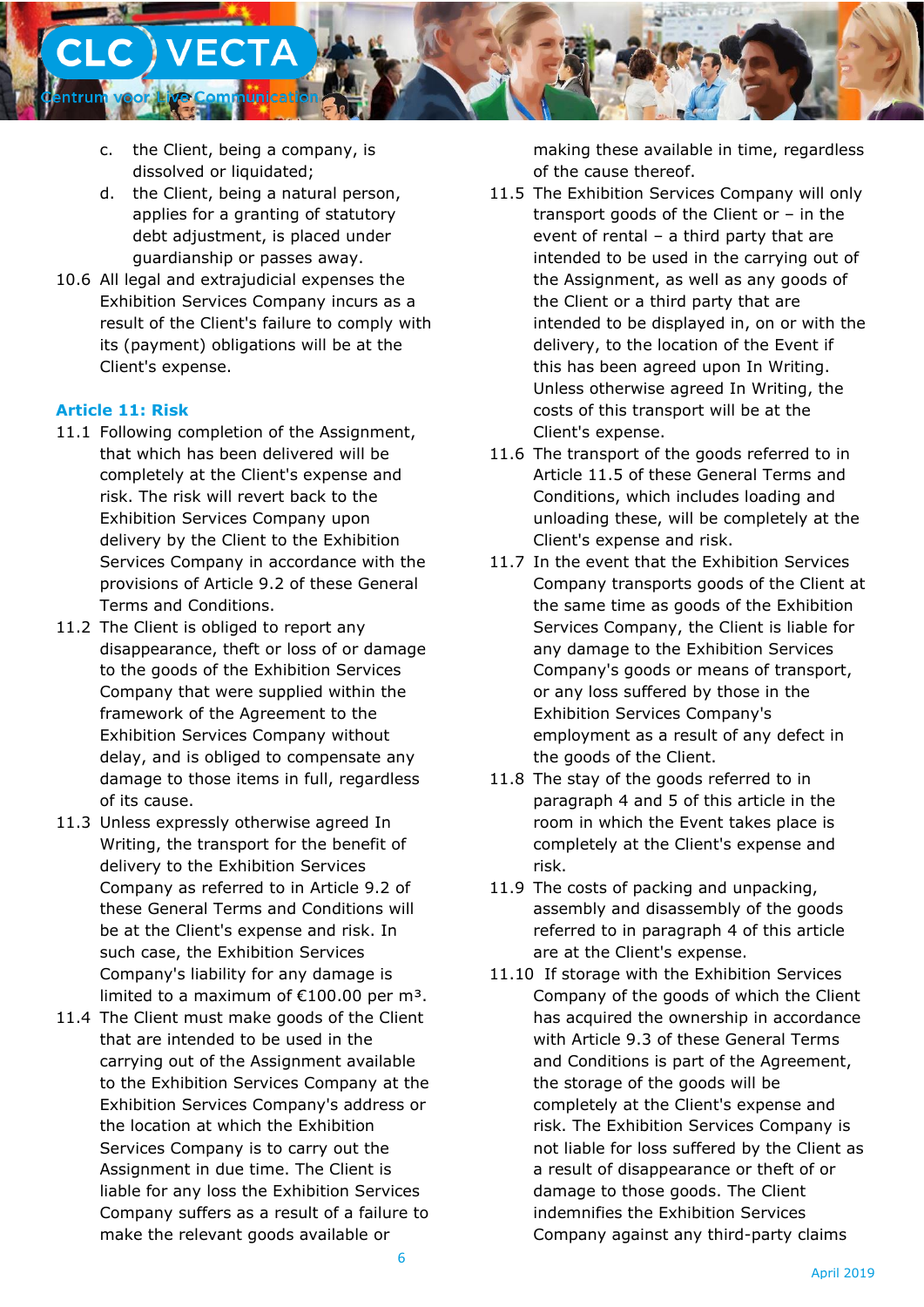c. the Client, being a company, is dissolved or liquidated;
d. the Client, being a natural person, applies for a granting of statutory debt adjustment, is placed under guardianship or passes away.

10.6 All legal and extrajudicial expenses the Exhibition Services Company incurs as a result of the Client's failure to comply with its (payment) obligations will be at the Client's expense.

### Article 11: Risk

11.1 Following completion of the Assignment, that which has been delivered will be completely at the Client's expense and risk. The risk will revert back to the Exhibition Services Company upon delivery by the Client to the Exhibition Services Company in accordance with the provisions of Article 9.2 of these General Terms and Conditions.

11.2 The Client is obliged to report any disappearance, theft or loss of or damage to the goods of the Exhibition Services Company that were supplied within the framework of the Agreement to the Exhibition Services Company without delay, and is obliged to compensate any damage to those items in full, regardless of its cause.

11.3 Unless expressly otherwise agreed In Writing, the transport for the benefit of delivery to the Exhibition Services Company as referred to in Article 9.2 of these General Terms and Conditions will be at the Client's expense and risk. In such case, the Exhibition Services Company's liability for any damage is limited to a maximum of €100.00 per m³.

11.4 The Client must make goods of the Client that are intended to be used in the carrying out of the Assignment available to the Exhibition Services Company at the Exhibition Services Company's address or the location at which the Exhibition Services Company is to carry out the Assignment in due time. The Client is liable for any loss the Exhibition Services Company suffers as a result of a failure to make the relevant goods available or making these available in time, regardless of the cause thereof.

11.5 The Exhibition Services Company will only transport goods of the Client or – in the event of rental – a third party that are intended to be used in the carrying out of the Assignment, as well as any goods of the Client or a third party that are intended to be displayed in, on or with the delivery, to the location of the Event if this has been agreed upon In Writing. Unless otherwise agreed In Writing, the costs of this transport will be at the Client's expense.

11.6 The transport of the goods referred to in Article 11.5 of these General Terms and Conditions, which includes loading and unloading these, will be completely at the Client's expense and risk.

11.7 In the event that the Exhibition Services Company transports goods of the Client at the same time as goods of the Exhibition Services Company, the Client is liable for any damage to the Exhibition Services Company's goods or means of transport, or any loss suffered by those in the Exhibition Services Company's employment as a result of any defect in the goods of the Client.

11.8 The stay of the goods referred to in paragraph 4 and 5 of this article in the room in which the Event takes place is completely at the Client's expense and risk.

11.9 The costs of packing and unpacking, assembly and disassembly of the goods referred to in paragraph 4 of this article are at the Client's expense.

11.10 If storage with the Exhibition Services Company of the goods of which the Client has acquired the ownership in accordance with Article 9.3 of these General Terms and Conditions is part of the Agreement, the storage of the goods will be completely at the Client's expense and risk. The Exhibition Services Company is not liable for loss suffered by the Client as a result of disappearance or theft of or damage to those goods. The Client indemnifies the Exhibition Services Company against any third-party claims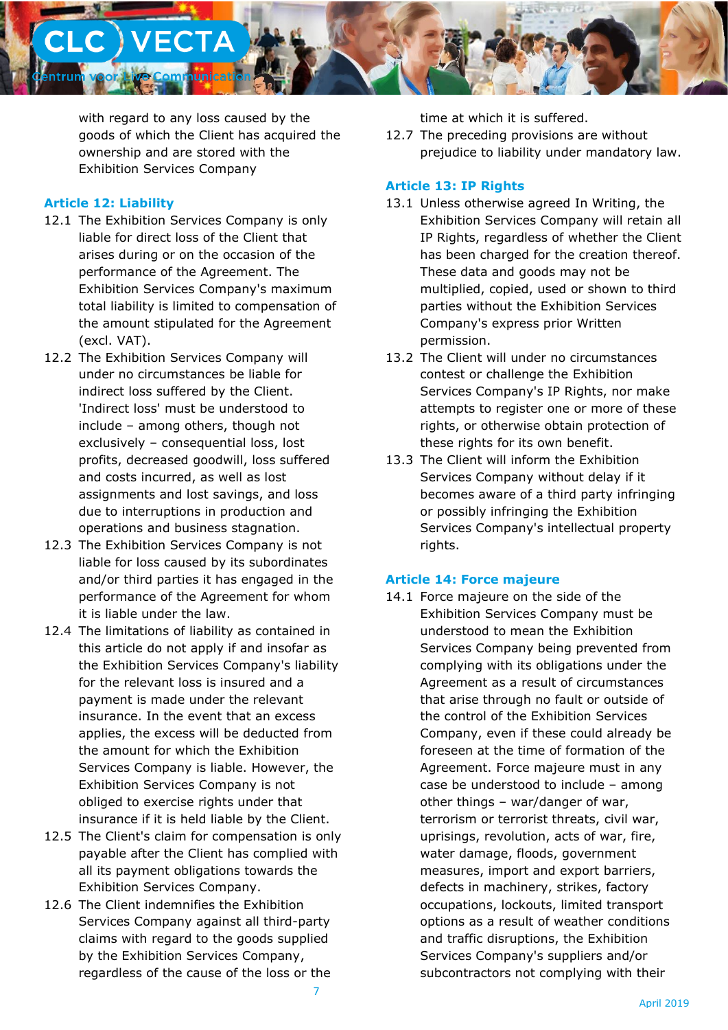with regard to any loss caused by the goods of which the Client has acquired the ownership and are stored with the Exhibition Services Company

### Article 12: Liability

12.1 The Exhibition Services Company is only liable for direct loss of the Client that arises during or on the occasion of the performance of the Agreement. The Exhibition Services Company's maximum total liability is limited to compensation of the amount stipulated for the Agreement (excl. VAT).

12.2 The Exhibition Services Company will under no circumstances be liable for indirect loss suffered by the Client. 'Indirect loss' must be understood to include – among others, though not exclusively – consequential loss, lost profits, decreased goodwill, loss suffered and costs incurred, as well as lost assignments and lost savings, and loss due to interruptions in production and operations and business stagnation.

12.3 The Exhibition Services Company is not liable for loss caused by its subordinates and/or third parties it has engaged in the performance of the Agreement for whom it is liable under the law.

12.4 The limitations of liability as contained in this article do not apply if and insofar as the Exhibition Services Company's liability for the relevant loss is insured and a payment is made under the relevant insurance. In the event that an excess applies, the excess will be deducted from the amount for which the Exhibition Services Company is liable. However, the Exhibition Services Company is not obliged to exercise rights under that insurance if it is held liable by the Client.

12.5 The Client's claim for compensation is only payable after the Client has complied with all its payment obligations towards the Exhibition Services Company.

12.6 The Client indemnifies the Exhibition Services Company against all third-party claims with regard to the goods supplied by the Exhibition Services Company, regardless of the cause of the loss or the time at which it is suffered.

12.7 The preceding provisions are without prejudice to liability under mandatory law.

### Article 13: IP Rights

13.1 Unless otherwise agreed In Writing, the Exhibition Services Company will retain all IP Rights, regardless of whether the Client has been charged for the creation thereof. These data and goods may not be multiplied, copied, used or shown to third parties without the Exhibition Services Company's express prior Written permission.

13.2 The Client will under no circumstances contest or challenge the Exhibition Services Company's IP Rights, nor make attempts to register one or more of these rights, or otherwise obtain protection of these rights for its own benefit.

13.3 The Client will inform the Exhibition Services Company without delay if it becomes aware of a third party infringing or possibly infringing the Exhibition Services Company's intellectual property rights.

### Article 14: Force majeure

14.1 Force majeure on the side of the Exhibition Services Company must be understood to mean the Exhibition Services Company being prevented from complying with its obligations under the Agreement as a result of circumstances that arise through no fault or outside of the control of the Exhibition Services Company, even if these could already be foreseen at the time of formation of the Agreement. Force majeure must in any case be understood to include – among other things – war/danger of war, terrorism or terrorist threats, civil war, uprisings, revolution, acts of war, fire, water damage, floods, government measures, import and export barriers, defects in machinery, strikes, factory occupations, lockouts, limited transport options as a result of weather conditions and traffic disruptions, the Exhibition Services Company's suppliers and/or subcontractors not complying with their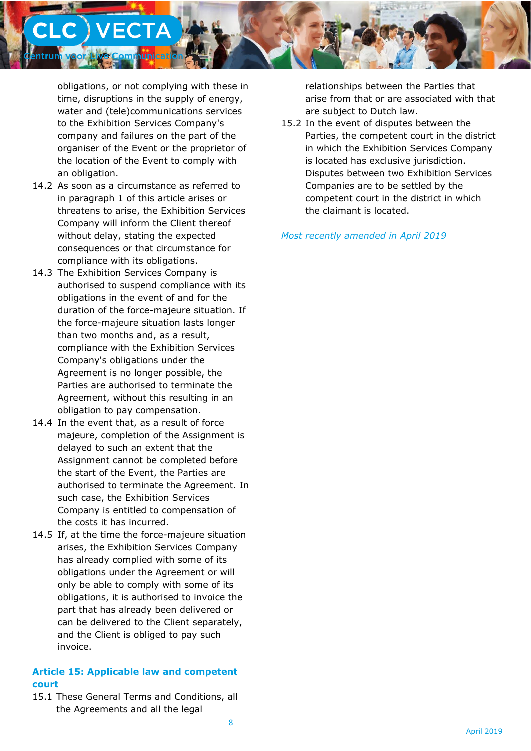obligations, or not complying with these in time, disruptions in the supply of energy, water and (tele)communications services to the Exhibition Services Company's company and failures on the part of the organiser of the Event or the proprietor of the location of the Event to comply with an obligation.

14.2 As soon as a circumstance as referred to in paragraph 1 of this article arises or threatens to arise, the Exhibition Services Company will inform the Client thereof without delay, stating the expected consequences or that circumstance for compliance with its obligations.

14.3 The Exhibition Services Company is authorised to suspend compliance with its obligations in the event of and for the duration of the force-majeure situation. If the force-majeure situation lasts longer than two months and, as a result, compliance with the Exhibition Services Company's obligations under the Agreement is no longer possible, the Parties are authorised to terminate the Agreement, without this resulting in an obligation to pay compensation.

14.4 In the event that, as a result of force majeure, completion of the Assignment is delayed to such an extent that the Assignment cannot be completed before the start of the Event, the Parties are authorised to terminate the Agreement. In such case, the Exhibition Services Company is entitled to compensation of the costs it has incurred.

14.5 If, at the time the force-majeure situation arises, the Exhibition Services Company has already complied with some of its obligations under the Agreement or will only be able to comply with some of its obligations, it is authorised to invoice the part that has already been delivered or can be delivered to the Client separately, and the Client is obliged to pay such invoice.

### Article 15: Applicable law and competent court

15.1 These General Terms and Conditions, all the Agreements and all the legal relationships between the Parties that arise from that or are associated with that are subject to Dutch law.

15.2 In the event of disputes between the Parties, the competent court in the district in which the Exhibition Services Company is located has exclusive jurisdiction. Disputes between two Exhibition Services Companies are to be settled by the competent court in the district in which the claimant is located.

*Most recently amended in April 2019*